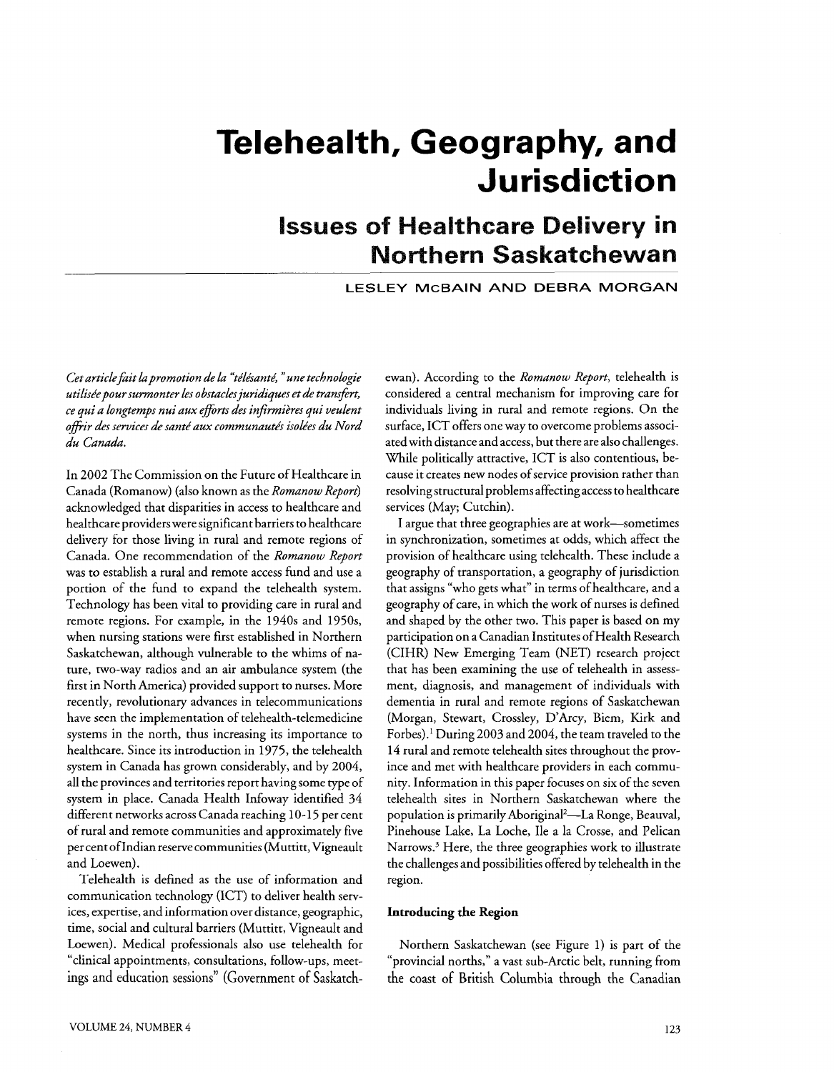# Telehealth, Geography, and Jurisdiction

## Issues of Healthcare Delivery in Northern Saskatchewan

LESLEY McBAIN AND DEBRA MORGAN

*Cet article fait la promotion de la "télésanté," une technologie utilisée pour surmonter les obstacles juridiques et de transfert, ce qui a longtemps nui aux efforts des infirmières qui veulent offrir des services de santé aux communautés isolées du Nord du Canada.*

In 2002 The Commission on the Future of Healthcare in Canada (Romanow) (also known as the *Romanow Report*) acknowledged that disparities in access to healthcare and healthcare providers were significant barriers to healthcare delivery for those living in rural and remote regions of Canada. One recommendation of the *Romanow Report* was to establish a rural and remote access fund and use a portion of the fund to expand the telehealth system. Technology has been vital to providing care in rural and remote regions. For example, in the 1940s and 1950s, when nursing stations were first established in Northern Saskatchewan, although vulnerable to the whims of nature, two-way radios and an air ambulance system (the first in North America) provided support to nurses. More recently, revolutionary advances in telecommunications have seen the implementation of telehealth-telemedicine systems in the north, thus increasing its importance to healthcare. Since its introduction in 1975, the telehealth system in Canada has grown considerably, and by 2004, all the provinces and territories report having some type of system in place. Canada Health Infoway identified 34 different networks across Canada reaching 10-15 per cent of rural and remote communities and approximately five per cent of Indian reserve communities (Muttitt, Vigneault and Loewen).

Telehealth is defined as the use of information and communication technology (ICT) to deliver health services, expertise, and information over distance, geographic, time, social and cultural barriers (Muttitt, Vigneault and Loewen). Medical professionals also use telehealth for "clinical appointments, consultations, follow-ups, meetings and education sessions" (Government of Saskatchewan). According to the *Romanow Report*, telehealth is considered a central mechanism for improving care for individuals living in rural and remote regions. On the surface, ICT offers one way to overcome problems associated with distance and access, but there are also challenges. While politically attractive, ICT is also contentious, because it creates new nodes of service provision rather than resolving structural problems affecting access to healthcare services (May; Cutchin).

I argue that three geographies are at work—sometimes in synchronization, sometimes at odds, which affect the provision of healthcare using telehealth. These include a geography of transportation, a geography of jurisdiction that assigns "who gets what" in terms of healthcare, and a geography of care, in which the work of nurses is defined and shaped by the other two. This paper is based on my participation on a Canadian Institutes of Health Research (CIHR) New Emerging Team (NET) research project that has been examining the use of telehealth in assessment, diagnosis, and management of individuals with dementia in rural and remote regions of Saskatchewan (Morgan, Stewart, Crossley, D'Arcy, Biem, Kirk and Forbes).[1] During 2003 and 2004, the team traveled to the 14 rural and remote telehealth sites throughout the province and met with healthcare providers in each community. Information in this paper focuses on six of the seven telehealth sites in Northern Saskatchewan where the population is primarily Aboriginal[2]—La Ronge, Beauval, Pinehouse Lake, La Loche, Ile a la Crosse, and Pelican Narrows.[3] Here, the three geographies work to illustrate the challenges and possibilities offered by telehealth in the region.

### Introducing the Region

Northern Saskatchewan (see Figure 1) is part of the "provincial norths," a vast sub-Arctic belt, running from the coast of British Columbia through the Canadian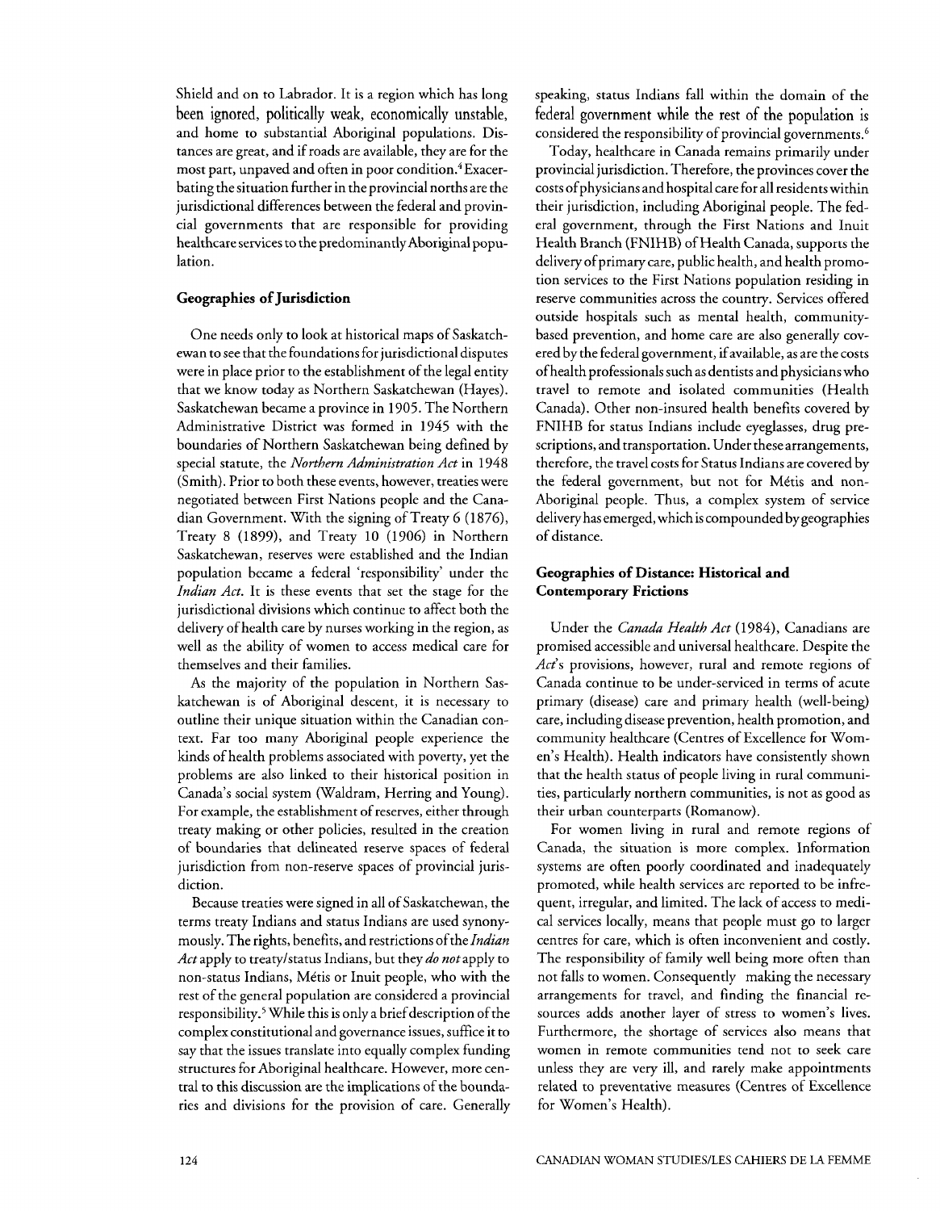Shield and on to Labrador. It is a region which has long been ignored, politically weak, economically unstable, and home to substantial Aboriginal populations. Distances are great, and if roads are available, they are for the most part, unpaved and often in poor condition.[4] Exacerbating the situation further in the provincial norths are the jurisdictional differences between the federal and provincial governments that are responsible for providing healthcare services to the predominantly Aboriginal population.

### Geographies of Jurisdiction

One needs only to look at historical maps of Saskatchewan to see that the foundations for jurisdictional disputes were in place prior to the establishment of the legal entity that we know today as Northern Saskatchewan (Hayes). Saskatchewan became a province in 1905. The Northern Administrative District was formed in 1945 with the boundaries of Northern Saskatchewan being defined by special statute, the *Northern Administration Act* in 1948 (Smith). Prior to both these events, however, treaties were negotiated between First Nations people and the Canadian Government. With the signing of Treaty 6 (1876), Treaty 8 (1899), and Treaty 10 (1906) in Northern Saskatchewan, reserves were established and the Indian population became a federal 'responsibility' under the *Indian Act*. It is these events that set the stage for the jurisdictional divisions which continue to affect both the delivery of health care by nurses working in the region, as well as the ability of women to access medical care for themselves and their families.

As the majority of the population in Northern Saskatchewan is of Aboriginal descent, it is necessary to outline their unique situation within the Canadian context. Far too many Aboriginal people experience the kinds of health problems associated with poverty, yet the problems are also linked to their historical position in Canada's social system (Waldram, Herring and Young). For example, the establishment of reserves, either through treaty making or other policies, resulted in the creation of boundaries that delineated reserve spaces of federal jurisdiction from non-reserve spaces of provincial jurisdiction.

Because treaties were signed in all of Saskatchewan, the terms treaty Indians and status Indians are used synonymously. The rights, benefits, and restrictions of the *Indian Act* apply to treaty/status Indians, but they *do not* apply to non-status Indians, Métis or Inuit people, who with the rest of the general population are considered a provincial responsibility.[5] While this is only a brief description of the complex constitutional and governance issues, suffice it to say that the issues translate into equally complex funding structures for Aboriginal healthcare. However, more central to this discussion are the implications of the boundaries and divisions for the provision of care. Generally speaking, status Indians fall within the domain of the federal government while the rest of the population is considered the responsibility of provincial governments.[6]

Today, healthcare in Canada remains primarily under provincial jurisdiction. Therefore, the provinces cover the costs of physicians and hospital care for all residents within their jurisdiction, including Aboriginal people. The federal government, through the First Nations and Inuit Health Branch (FNIHB) of Health Canada, supports the delivery of primary care, public health, and health promotion services to the First Nations population residing in reserve communities across the country. Services offered outside hospitals such as mental health, community-based prevention, and home care are also generally covered by the federal government, if available, as are the costs of health professionals such as dentists and physicians who travel to remote and isolated communities (Health Canada). Other non-insured health benefits covered by FNIHB for status Indians include eyeglasses, drug prescriptions, and transportation. Under these arrangements, therefore, the travel costs for Status Indians are covered by the federal government, but not for Métis and non-Aboriginal people. Thus, a complex system of service delivery has emerged, which is compounded by geographies of distance.

### Geographies of Distance: Historical and Contemporary Frictions

Under the *Canada Health Act* (1984), Canadians are promised accessible and universal healthcare. Despite the *Act*'s provisions, however, rural and remote regions of Canada continue to be under-serviced in terms of acute primary (disease) care and primary health (well-being) care, including disease prevention, health promotion, and community healthcare (Centres of Excellence for Women's Health). Health indicators have consistently shown that the health status of people living in rural communities, particularly northern communities, is not as good as their urban counterparts (Romanow).

For women living in rural and remote regions of Canada, the situation is more complex. Information systems are often poorly coordinated and inadequately promoted, while health services are reported to be infrequent, irregular, and limited. The lack of access to medical services locally, means that people must go to larger centres for care, which is often inconvenient and costly. The responsibility of family well being more often than not falls to women. Consequently making the necessary arrangements for travel, and finding the financial resources adds another layer of stress to women's lives. Furthermore, the shortage of services also means that women in remote communities tend not to seek care unless they are very ill, and rarely make appointments related to preventative measures (Centres of Excellence for Women's Health).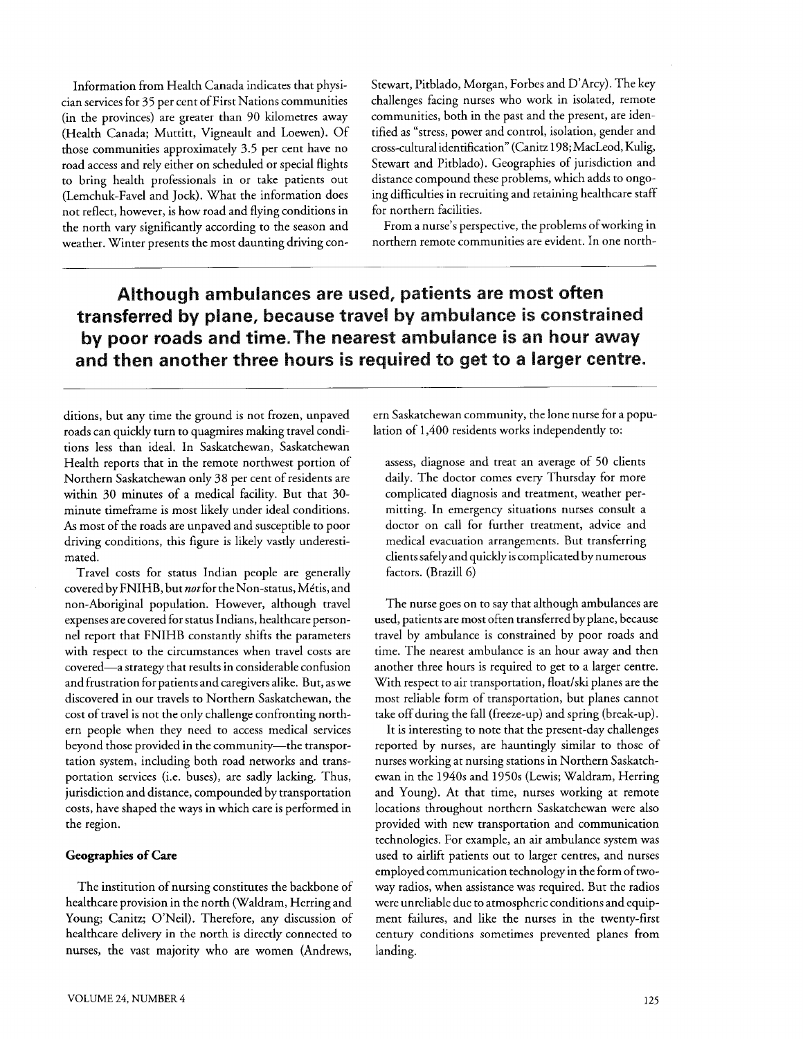Information from Health Canada indicates that physician services for 35 per cent of First Nations communities (in the provinces) are greater than 90 kilometres away (Health Canada; Muttitt, Vigneault and Loewen). Of those communities approximately 3.5 per cent have no road access and rely either on scheduled or special flights to bring health professionals in or take patients out (Lemchuk-Favel and Jock). What the information does not reflect, however, is how road and flying conditions in the north vary significantly according to the season and weather. Winter presents the most daunting driving conditions, but any time the ground is not frozen, unpaved roads can quickly turn to quagmires making travel conditions less than ideal. In Saskatchewan, Saskatchewan Health reports that in the remote northwest portion of Northern Saskatchewan only 38 per cent of residents are within 30 minutes of a medical facility. But that 30-minute timeframe is most likely under ideal conditions. As most of the roads are unpaved and susceptible to poor driving conditions, this figure is likely vastly underestimated.

Travel costs for status Indian people are generally covered by FNIHB, but *not* for the Non-status, Métis, and non-Aboriginal population. However, although travel expenses are covered for status Indians, healthcare personnel report that FNIHB constantly shifts the parameters with respect to the circumstances when travel costs are covered—a strategy that results in considerable confusion and frustration for patients and caregivers alike. But, as we discovered in our travels to Northern Saskatchewan, the cost of travel is not the only challenge confronting northern people when they need to access medical services beyond those provided in the community—the transportation system, including both road networks and transportation services (i.e. buses), are sadly lacking. Thus, jurisdiction and distance, compounded by transportation costs, have shaped the ways in which care is performed in the region.

**Geographies of Care**

The institution of nursing constitutes the backbone of healthcare provision in the north (Waldram, Herring and Young; Canitz; O'Neil). Therefore, any discussion of healthcare delivery in the north is directly connected to nurses, the vast majority who are women (Andrews, Stewart, Pitblado, Morgan, Forbes and D'Arcy). The key challenges facing nurses who work in isolated, remote communities, both in the past and the present, are identified as "stress, power and control, isolation, gender and cross-cultural identification" (Canitz 198; MacLeod, Kulig, Stewart and Pitblado). Geographies of jurisdiction and distance compound these problems, which adds to ongoing difficulties in recruiting and retaining healthcare staff for northern facilities.

From a nurse's perspective, the problems of working in northern remote communities are evident. In one northern Saskatchewan community, the lone nurse for a population of 1,400 residents works independently to:

> assess, diagnose and treat an average of 50 clients daily. The doctor comes every Thursday for more complicated diagnosis and treatment, weather permitting. In emergency situations nurses consult a doctor on call for further treatment, advice and medical evacuation arrangements. But transferring clients safely and quickly is complicated by numerous factors. (Brazill 6)

The nurse goes on to say that although ambulances are used, patients are most often transferred by plane, because travel by ambulance is constrained by poor roads and time. The nearest ambulance is an hour away and then another three hours is required to get to a larger centre. With respect to air transportation, float/ski planes are the most reliable form of transportation, but planes cannot take off during the fall (freeze-up) and spring (break-up).

It is interesting to note that the present-day challenges reported by nurses, are hauntingly similar to those of nurses working at nursing stations in Northern Saskatchewan in the 1940s and 1950s (Lewis; Waldram, Herring and Young). At that time, nurses working at remote locations throughout northern Saskatchewan were also provided with new transportation and communication technologies. For example, an air ambulance system was used to airlift patients out to larger centres, and nurses employed communication technology in the form of two-way radios, when assistance was required. But the radios were unreliable due to atmospheric conditions and equipment failures, and like the nurses in the twenty-first century conditions sometimes prevented planes from landing.

**Although ambulances are used, patients are most often transferred by plane, because travel by ambulance is constrained by poor roads and time. The nearest ambulance is an hour away and then another three hours is required to get to a larger centre.**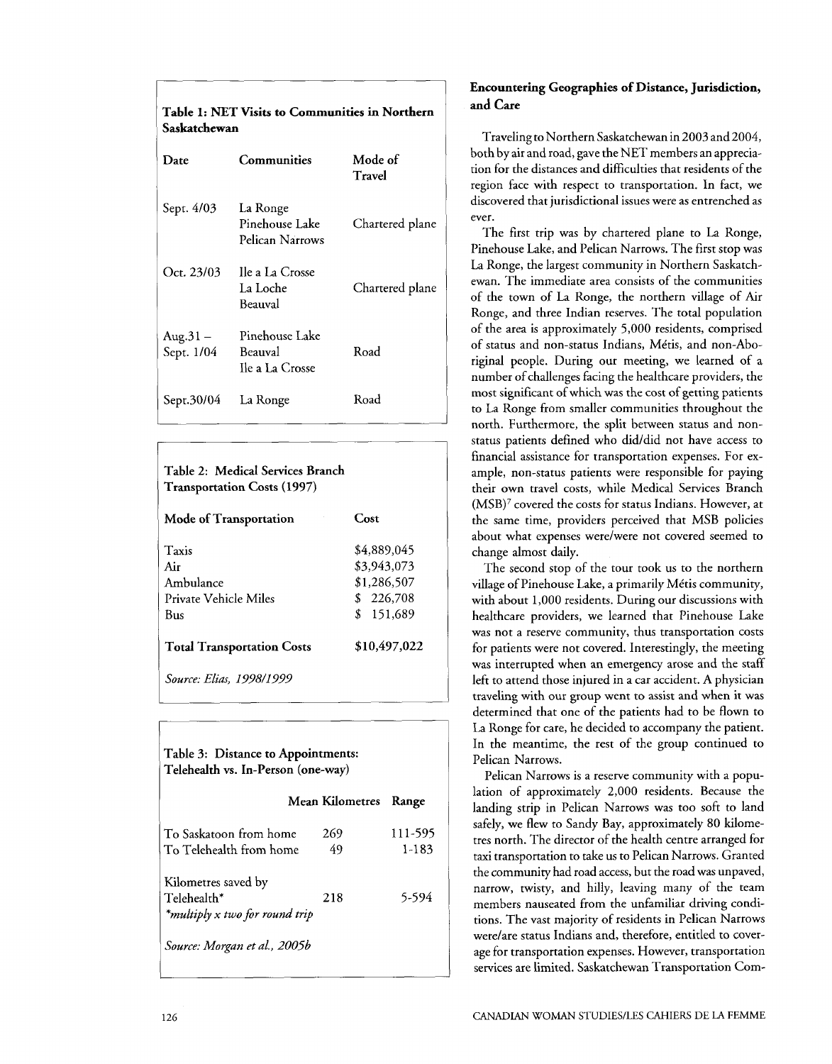**Table 1: NET Visits to Communities in Northern Saskatchewan**

| Date | Communities | Mode of Travel |
|---|---|---|
| Sept. 4/03 | La Ronge<br>Pinehouse Lake<br>Pelican Narrows | Chartered plane |
| Oct. 23/03 | Ile a La Crosse<br>La Loche<br>Beauval | Chartered plane |
| Aug.31 – Sept. 1/04 | Pinehouse Lake<br>Beauval<br>Ile a La Crosse | Road |
| Sept.30/04 | La Ronge | Road |

**Table 2: Medical Services Branch Transportation Costs (1997)**

| Mode of Transportation | Cost |
|---|---|
| Taxis | $4,889,045 |
| Air | $3,943,073 |
| Ambulance | $1,286,507 |
| Private Vehicle Miles | $ 226,708 |
| Bus | $ 151,689 |
| **Total Transportation Costs** | **$10,497,022** |

*Source: Elias, 1998/1999*

**Table 3: Distance to Appointments: Telehealth vs. In-Person (one-way)**

| | Mean Kilometres | Range |
|---|---|---|
| To Saskatoon from home | 269 | 111-595 |
| To Telehealth from home | 49 | 1-183 |
| Kilometres saved by Telehealth* | 218 | 5-594 |

*\*multiply x two for round trip*

*Source: Morgan et al., 2005b*

## Encountering Geographies of Distance, Jurisdiction, and Care

Traveling to Northern Saskatchewan in 2003 and 2004, both by air and road, gave the NET members an appreciation for the distances and difficulties that residents of the region face with respect to transportation. In fact, we discovered that jurisdictional issues were as entrenched as ever.

The first trip was by chartered plane to La Ronge, Pinehouse Lake, and Pelican Narrows. The first stop was La Ronge, the largest community in Northern Saskatchewan. The immediate area consists of the communities of the town of La Ronge, the northern village of Air Ronge, and three Indian reserves. The total population of the area is approximately 5,000 residents, comprised of status and non-status Indians, Métis, and non-Aboriginal people. During our meeting, we learned of a number of challenges facing the healthcare providers, the most significant of which was the cost of getting patients to La Ronge from smaller communities throughout the north. Furthermore, the split between status and non-status patients defined who did/did not have access to financial assistance for transportation expenses. For example, non-status patients were responsible for paying their own travel costs, while Medical Services Branch (MSB)[7] covered the costs for status Indians. However, at the same time, providers perceived that MSB policies about what expenses were/were not covered seemed to change almost daily.

The second stop of the tour took us to the northern village of Pinehouse Lake, a primarily Métis community, with about 1,000 residents. During our discussions with healthcare providers, we learned that Pinehouse Lake was not a reserve community, thus transportation costs for patients were not covered. Interestingly, the meeting was interrupted when an emergency arose and the staff left to attend those injured in a car accident. A physician traveling with our group went to assist and when it was determined that one of the patients had to be flown to La Ronge for care, he decided to accompany the patient. In the meantime, the rest of the group continued to Pelican Narrows.

Pelican Narrows is a reserve community with a population of approximately 2,000 residents. Because the landing strip in Pelican Narrows was too soft to land safely, we flew to Sandy Bay, approximately 80 kilometres north. The director of the health centre arranged for taxi transportation to take us to Pelican Narrows. Granted the community had road access, but the road was unpaved, narrow, twisty, and hilly, leaving many of the team members nauseated from the unfamiliar driving conditions. The vast majority of residents in Pelican Narrows were/are status Indians and, therefore, entitled to coverage for transportation expenses. However, transportation services are limited. Saskatchewan Transportation Com-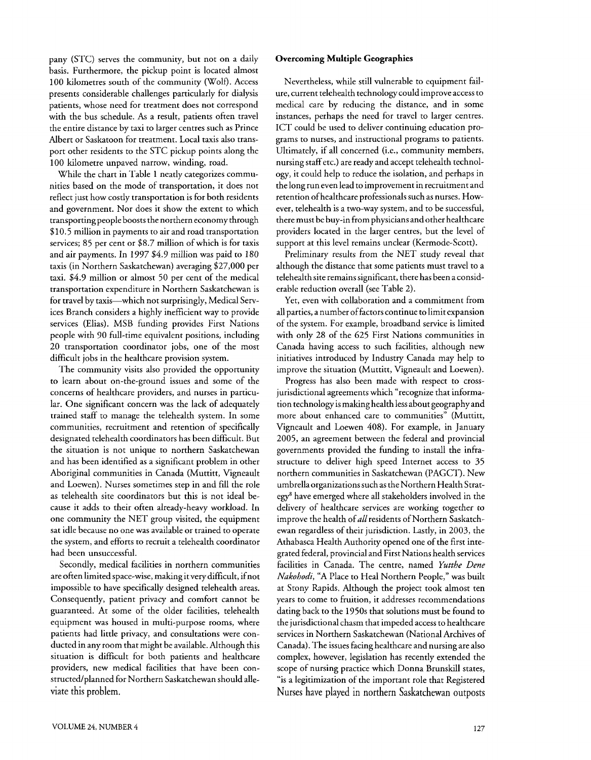pany (STC) serves the community, but not on a daily basis. Furthermore, the pickup point is located almost 100 kilometres south of the community (Wolf). Access presents considerable challenges particularly for dialysis patients, whose need for treatment does not correspond with the bus schedule. As a result, patients often travel the entire distance by taxi to larger centres such as Prince Albert or Saskatoon for treatment. Local taxis also transport other residents to the STC pickup points along the 100 kilometre unpaved narrow, winding, road.

While the chart in Table 1 neatly categorizes communities based on the mode of transportation, it does not reflect just how costly transportation is for both residents and government. Nor does it show the extent to which transporting people boosts the northern economy through $10.5 million in payments to air and road transportation services; 85 per cent or $8.7 million of which is for taxis and air payments. In 1997 $4.9 million was paid to 180 taxis (in Northern Saskatchewan) averaging $27,000 per taxi. $4.9 million or almost 50 per cent of the medical transportation expenditure in Northern Saskatchewan is for travel by taxis—which not surprisingly, Medical Services Branch considers a highly inefficient way to provide services (Elias). MSB funding provides First Nations people with 90 full-time equivalent positions, including 20 transportation coordinator jobs, one of the most difficult jobs in the healthcare provision system.

The community visits also provided the opportunity to learn about on-the-ground issues and some of the concerns of healthcare providers, and nurses in particular. One significant concern was the lack of adequately trained staff to manage the telehealth system. In some communities, recruitment and retention of specifically designated telehealth coordinators has been difficult. But the situation is not unique to northern Saskatchewan and has been identified as a significant problem in other Aboriginal communities in Canada (Muttitt, Vigneault and Loewen). Nurses sometimes step in and fill the role as telehealth site coordinators but this is not ideal because it adds to their often already-heavy workload. In one community the NET group visited, the equipment sat idle because no one was available or trained to operate the system, and efforts to recruit a telehealth coordinator had been unsuccessful.

Secondly, medical facilities in northern communities are often limited space-wise, making it very difficult, if not impossible to have specifically designed telehealth areas. Consequently, patient privacy and comfort cannot be guaranteed. At some of the older facilities, telehealth equipment was housed in multi-purpose rooms, where patients had little privacy, and consultations were conducted in any room that might be available. Although this situation is difficult for both patients and healthcare providers, new medical facilities that have been constructed/planned for Northern Saskatchewan should alleviate this problem.

### Overcoming Multiple Geographies

Nevertheless, while still vulnerable to equipment failure, current telehealth technology could improve access to medical care by reducing the distance, and in some instances, perhaps the need for travel to larger centres. ICT could be used to deliver continuing education programs to nurses, and instructional programs to patients. Ultimately, if all concerned (i.e., community members, nursing staff etc.) are ready and accept telehealth technology, it could help to reduce the isolation, and perhaps in the long run even lead to improvement in recruitment and retention of healthcare professionals such as nurses. However, telehealth is a two-way system, and to be successful, there must be buy-in from physicians and other healthcare providers located in the larger centres, but the level of support at this level remains unclear (Kermode-Scott).

Preliminary results from the NET study reveal that although the distance that some patients must travel to a telehealth site remains significant, there has been a considerable reduction overall (see Table 2).

Yet, even with collaboration and a commitment from all parties, a number of factors continue to limit expansion of the system. For example, broadband service is limited with only 28 of the 625 First Nations communities in Canada having access to such facilities, although new initiatives introduced by Industry Canada may help to improve the situation (Muttitt, Vigneault and Loewen).

Progress has also been made with respect to cross-jurisdictional agreements which "recognize that information technology is making health less about geography and more about enhanced care to communities" (Muttitt, Vigneault and Loewen 408). For example, in January 2005, an agreement between the federal and provincial governments provided the funding to install the infrastructure to deliver high speed Internet access to 35 northern communities in Saskatchewan (PAGCT). New umbrella organizations such as the Northern Health Strategy[8] have emerged where all stakeholders involved in the delivery of healthcare services are working together to improve the health of *all* residents of Northern Saskatchewan regardless of their jurisdiction. Lastly, in 2003, the Athabasca Health Authority opened one of the first integrated federal, provincial and First Nations health services facilities in Canada. The centre, named *Yutthe Dene Nakohodi*, "A Place to Heal Northern People," was built at Stony Rapids. Although the project took almost ten years to come to fruition, it addresses recommendations dating back to the 1950s that solutions must be found to the jurisdictional chasm that impeded access to healthcare services in Northern Saskatchewan (National Archives of Canada). The issues facing healthcare and nursing are also complex, however, legislation has recently extended the scope of nursing practice which Donna Brunskill states, "is a legitimization of the important role that Registered Nurses have played in northern Saskatchewan outposts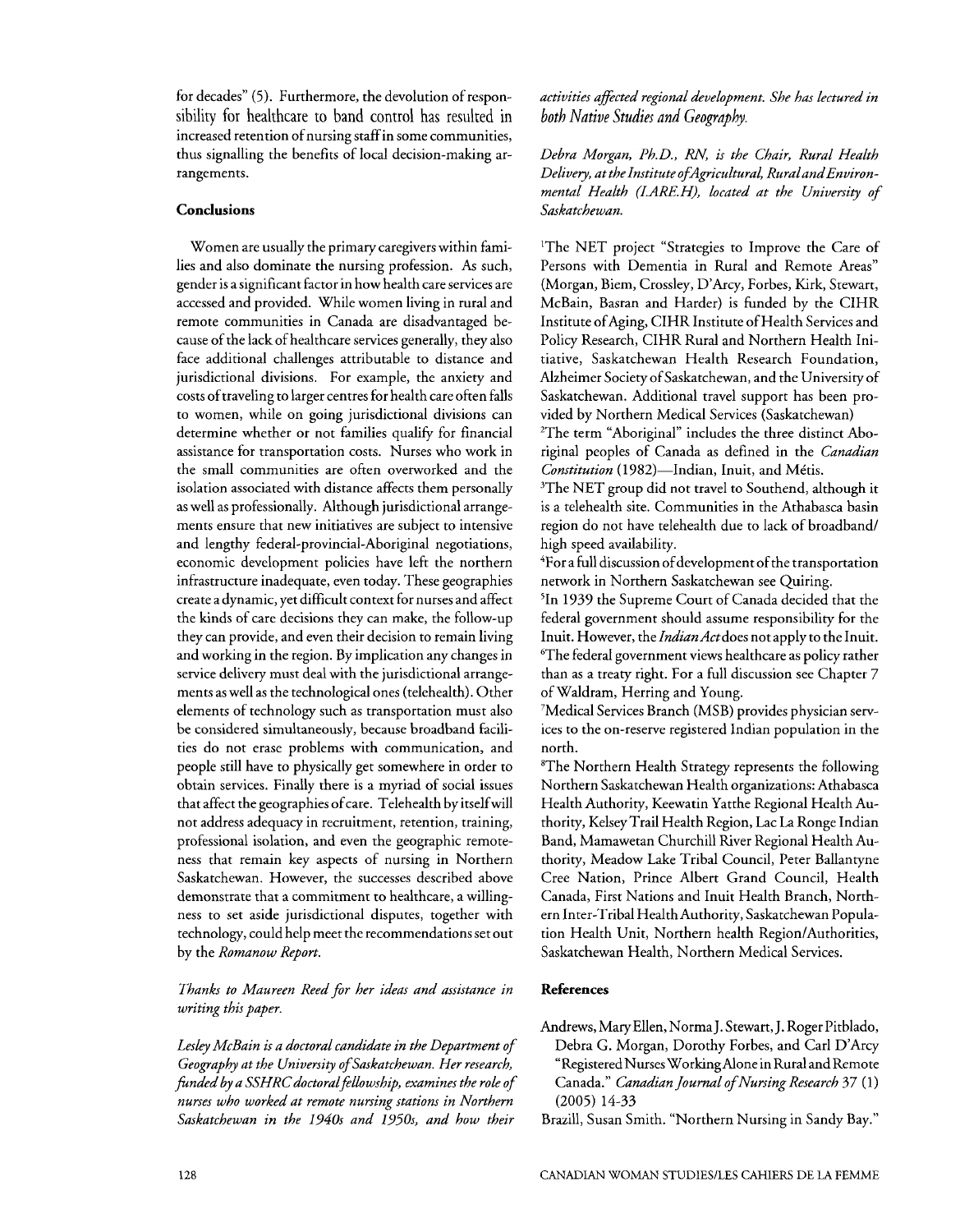for decades" (5). Furthermore, the devolution of responsibility for healthcare to band control has resulted in increased retention of nursing staff in some communities, thus signalling the benefits of local decision-making arrangements.

### Conclusions

Women are usually the primary caregivers within families and also dominate the nursing profession. As such, gender is a significant factor in how health care services are accessed and provided. While women living in rural and remote communities in Canada are disadvantaged because of the lack of healthcare services generally, they also face additional challenges attributable to distance and jurisdictional divisions. For example, the anxiety and costs of traveling to larger centres for health care often falls to women, while on going jurisdictional divisions can determine whether or not families qualify for financial assistance for transportation costs. Nurses who work in the small communities are often overworked and the isolation associated with distance affects them personally as well as professionally. Although jurisdictional arrangements ensure that new initiatives are subject to intensive and lengthy federal-provincial-Aboriginal negotiations, economic development policies have left the northern infrastructure inadequate, even today. These geographies create a dynamic, yet difficult context for nurses and affect the kinds of care decisions they can make, the follow-up they can provide, and even their decision to remain living and working in the region. By implication any changes in service delivery must deal with the jurisdictional arrangements as well as the technological ones (telehealth). Other elements of technology such as transportation must also be considered simultaneously, because broadband facilities do not erase problems with communication, and people still have to physically get somewhere in order to obtain services. Finally there is a myriad of social issues that affect the geographies of care. Telehealth by itself will not address adequacy in recruitment, retention, training, professional isolation, and even the geographic remoteness that remain key aspects of nursing in Northern Saskatchewan. However, the successes described above demonstrate that a commitment to healthcare, a willingness to set aside jurisdictional disputes, together with technology, could help meet the recommendations set out by the *Romanow Report*.

*Thanks to Maureen Reed for her ideas and assistance in writing this paper.*

*Lesley McBain is a doctoral candidate in the Department of Geography at the University of Saskatchewan. Her research, funded by a SSHRC doctoral fellowship, examines the role of nurses who worked at remote nursing stations in Northern Saskatchewan in the 1940s and 1950s, and how their activities affected regional development. She has lectured in both Native Studies and Geography.*

*Debra Morgan, Ph.D., RN, is the Chair, Rural Health Delivery, at the Institute of Agricultural, Rural and Environmental Health (I.ARE.H), located at the University of Saskatchewan.*

[1]The NET project "Strategies to Improve the Care of Persons with Dementia in Rural and Remote Areas" (Morgan, Biem, Crossley, D'Arcy, Forbes, Kirk, Stewart, McBain, Basran and Harder) is funded by the CIHR Institute of Aging, CIHR Institute of Health Services and Policy Research, CIHR Rural and Northern Health Initiative, Saskatchewan Health Research Foundation, Alzheimer Society of Saskatchewan, and the University of Saskatchewan. Additional travel support has been provided by Northern Medical Services (Saskatchewan)

[2]The term "Aboriginal" includes the three distinct Aboriginal peoples of Canada as defined in the *Canadian Constitution* (1982)—Indian, Inuit, and Métis.

[3]The NET group did not travel to Southend, although it is a telehealth site. Communities in the Athabasca basin region do not have telehealth due to lack of broadband/ high speed availability.

[4]For a full discussion of development of the transportation network in Northern Saskatchewan see Quiring.

[5]In 1939 the Supreme Court of Canada decided that the federal government should assume responsibility for the Inuit. However, the *Indian Act* does not apply to the Inuit.

[6]The federal government views healthcare as policy rather than as a treaty right. For a full discussion see Chapter 7 of Waldram, Herring and Young.

[7]Medical Services Branch (MSB) provides physician services to the on-reserve registered Indian population in the north.

[8]The Northern Health Strategy represents the following Northern Saskatchewan Health organizations: Athabasca Health Authority, Keewatin Yatthe Regional Health Authority, Kelsey Trail Health Region, Lac La Ronge Indian Band, Mamawetan Churchill River Regional Health Authority, Meadow Lake Tribal Council, Peter Ballantyne Cree Nation, Prince Albert Grand Council, Health Canada, First Nations and Inuit Health Branch, Northern Inter-Tribal Health Authority, Saskatchewan Population Health Unit, Northern health Region/Authorities, Saskatchewan Health, Northern Medical Services.

### References

Andrews, Mary Ellen, Norma J. Stewart, J. Roger Pitblado, Debra G. Morgan, Dorothy Forbes, and Carl D'Arcy "Registered Nurses Working Alone in Rural and Remote Canada." *Canadian Journal of Nursing Research* 37 (1) (2005) 14-33

Brazill, Susan Smith. "Northern Nursing in Sandy Bay."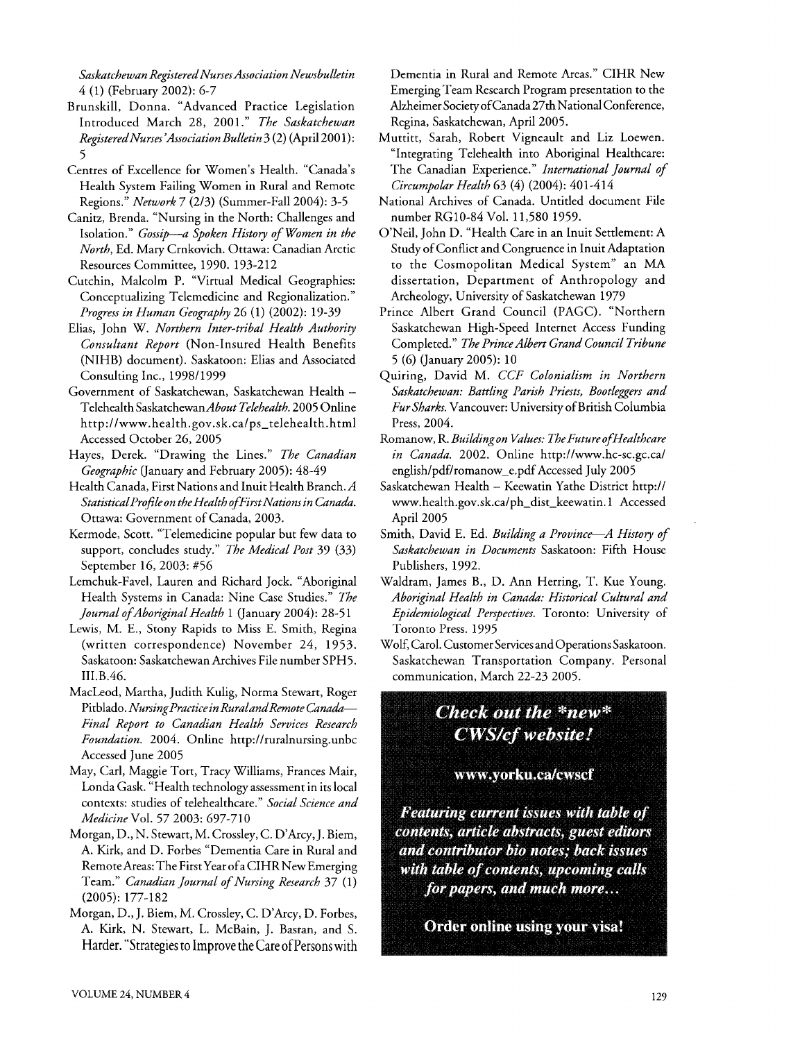*Saskatchewan Registered Nurses Association Newsbulletin* 4 (1) (February 2002): 6-7

Brunskill, Donna. "Advanced Practice Legislation Introduced March 28, 2001." *The Saskatchewan Registered Nurses' Association Bulletin* 3 (2) (April 2001): 5

Centres of Excellence for Women's Health. "Canada's Health System Failing Women in Rural and Remote Regions." *Network* 7 (2/3) (Summer-Fall 2004): 3-5

Canitz, Brenda. "Nursing in the North: Challenges and Isolation." *Gossip—a Spoken History of Women in the North*, Ed. Mary Crnkovich. Ottawa: Canadian Arctic Resources Committee, 1990. 193-212

Cutchin, Malcolm P. "Virtual Medical Geographies: Conceptualizing Telemedicine and Regionalization." *Progress in Human Geography* 26 (1) (2002): 19-39

Elias, John W. *Northern Inter-tribal Health Authority Consultant Report* (Non-Insured Health Benefits (NIHB) document). Saskatoon: Elias and Associated Consulting Inc., 1998/1999

Government of Saskatchewan, Saskatchewan Health – Telehealth Saskatchewan *About Telehealth*. 2005 Online http://www.health.gov.sk.ca/ps_telehealth.html Accessed October 26, 2005

Hayes, Derek. "Drawing the Lines." *The Canadian Geographic* (January and February 2005): 48-49

Health Canada, First Nations and Inuit Health Branch. *A Statistical Profile on the Health of First Nations in Canada*. Ottawa: Government of Canada, 2003.

Kermode, Scott. "Telemedicine popular but few data to support, concludes study." *The Medical Post* 39 (33) September 16, 2003: #56

Lemchuk-Favel, Lauren and Richard Jock. "Aboriginal Health Systems in Canada: Nine Case Studies." *The Journal of Aboriginal Health* 1 (January 2004): 28-51

Lewis, M. E., Stony Rapids to Miss E. Smith, Regina (written correspondence) November 24, 1953. Saskatoon: Saskatchewan Archives File number SPH5. III.B.46.

MacLeod, Martha, Judith Kulig, Norma Stewart, Roger Pitblado. *Nursing Practice in Rural and Remote Canada—Final Report to Canadian Health Services Research Foundation*. 2004. Online http://ruralnursing.unbc Accessed June 2005

May, Carl, Maggie Tort, Tracy Williams, Frances Mair, Londa Gask. "Health technology assessment in its local contexts: studies of telehealthcare." *Social Science and Medicine* Vol. 57 2003: 697-710

Morgan, D., N. Stewart, M. Crossley, C. D'Arcy, J. Biem, A. Kirk, and D. Forbes "Dementia Care in Rural and Remote Areas: The First Year of a CIHR New Emerging Team." *Canadian Journal of Nursing Research* 37 (1) (2005): 177-182

Morgan, D., J. Biem, M. Crossley, C. D'Arcy, D. Forbes, A. Kirk, N. Stewart, L. McBain, J. Basran, and S. Harder. "Strategies to Improve the Care of Persons with Dementia in Rural and Remote Areas." CIHR New Emerging Team Research Program presentation to the Alzheimer Society of Canada 27th National Conference, Regina, Saskatchewan, April 2005.

Muttitt, Sarah, Robert Vigneault and Liz Loewen. "Integrating Telehealth into Aboriginal Healthcare: The Canadian Experience." *International Journal of Circumpolar Health* 63 (4) (2004): 401-414

National Archives of Canada. Untitled document File number RG10-84 Vol. 11,580 1959.

O'Neil, John D. "Health Care in an Inuit Settlement: A Study of Conflict and Congruence in Inuit Adaptation to the Cosmopolitan Medical System" an MA dissertation, Department of Anthropology and Archeology, University of Saskatchewan 1979

Prince Albert Grand Council (PAGC). "Northern Saskatchewan High-Speed Internet Access Funding Completed." *The Prince Albert Grand Council Tribune* 5 (6) (January 2005): 10

Quiring, David M. *CCF Colonialism in Northern Saskatchewan: Battling Parish Priests, Bootleggers and Fur Sharks*. Vancouver: University of British Columbia Press, 2004.

Romanow, R. *Building on Values: The Future of Healthcare in Canada*. 2002. Online http://www.hc-sc.gc.ca/english/pdf/romanow_e.pdf Accessed July 2005

Saskatchewan Health – Keewatin Yathe District http://www.health.gov.sk.ca/ph_dist_keewatin.1 Accessed April 2005

Smith, David E. Ed. *Building a Province—A History of Saskatchewan in Documents* Saskatoon: Fifth House Publishers, 1992.

Waldram, James B., D. Ann Herring, T. Kue Young. *Aboriginal Health in Canada: Historical Cultural and Epidemiological Perspectives*. Toronto: University of Toronto Press. 1995

Wolf, Carol. Customer Services and Operations Saskatoon. Saskatchewan Transportation Company. Personal communication, March 22-23 2005.

***Check out the \*new\* CWS/cf website!***

**www.yorku.ca/cwscf**

***Featuring current issues with table of contents, article abstracts, guest editors and contributor bio notes; back issues with table of contents, upcoming calls for papers, and much more...***

**Order online using your visa!**